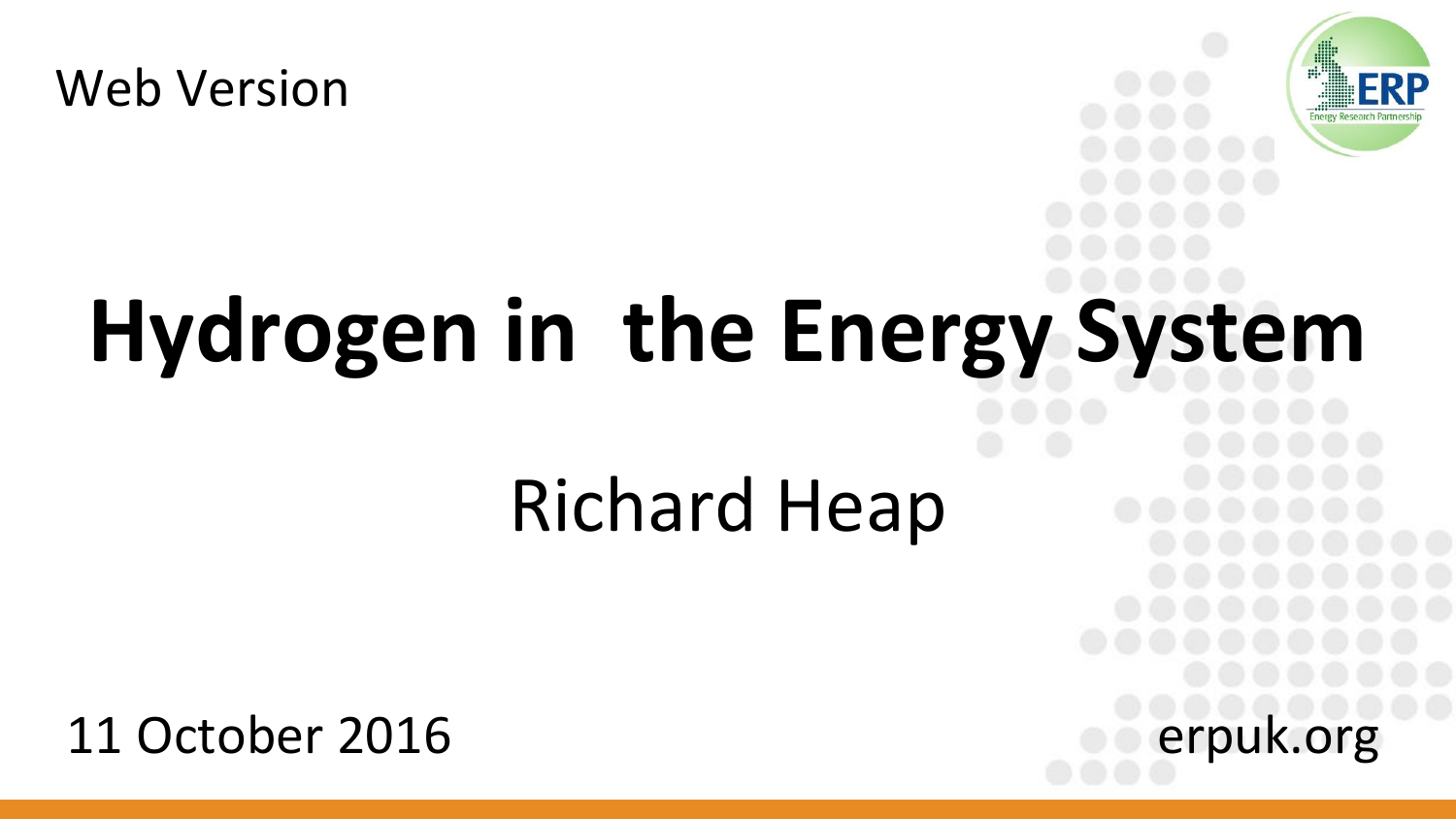Web Version

# Hydrogen in the Energy System

Richard Heap

11 October 2016

erpuk.org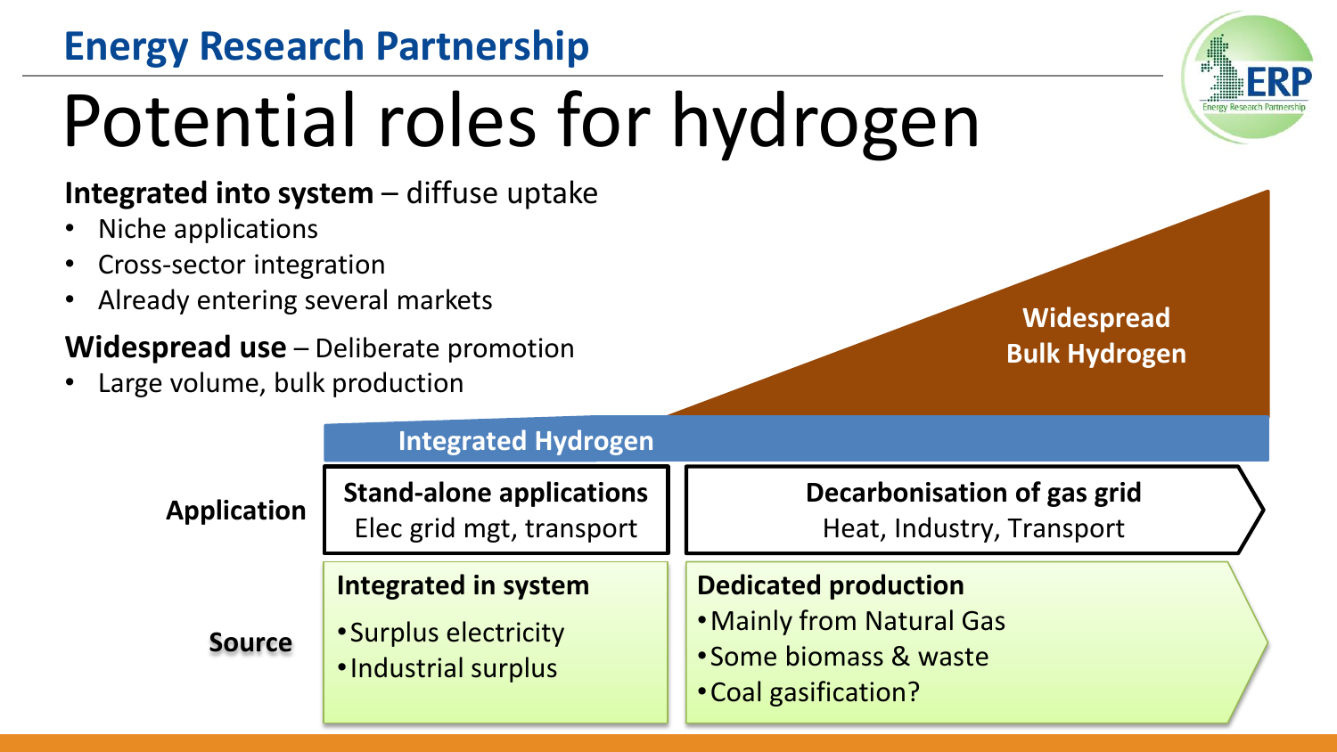Energy Research Partnership

# Potential roles for hydrogen

**Integrated into system** – diffuse uptake

- Niche applications
- Cross-sector integration
- Already entering several markets

**Widespread use** – Deliberate promotion

- Large volume, bulk production

**Widespread Bulk Hydrogen**

**Integrated Hydrogen**

| | | |
|---|---|---|
| **Application** | **Stand-alone applications**<br>Elec grid mgt, transport | **Decarbonisation of gas grid**<br>Heat, Industry, Transport |
| **Source** | **Integrated in system**<br>• Surplus electricity<br>• Industrial surplus | **Dedicated production**<br>• Mainly from Natural Gas<br>• Some biomass & waste<br>• Coal gasification? |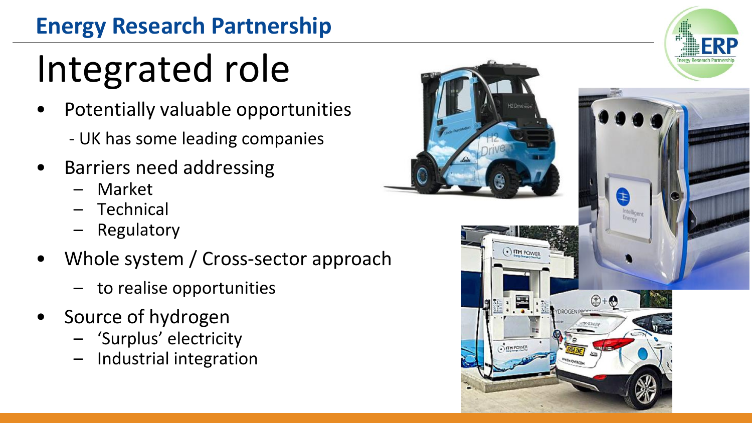# Integrated role

- Potentially valuable opportunities
  - UK has some leading companies
- Barriers need addressing
  - Market
  - Technical
  - Regulatory
- Whole system / Cross-sector approach
  - to realise opportunities
- Source of hydrogen
  - 'Surplus' electricity
  - Industrial integration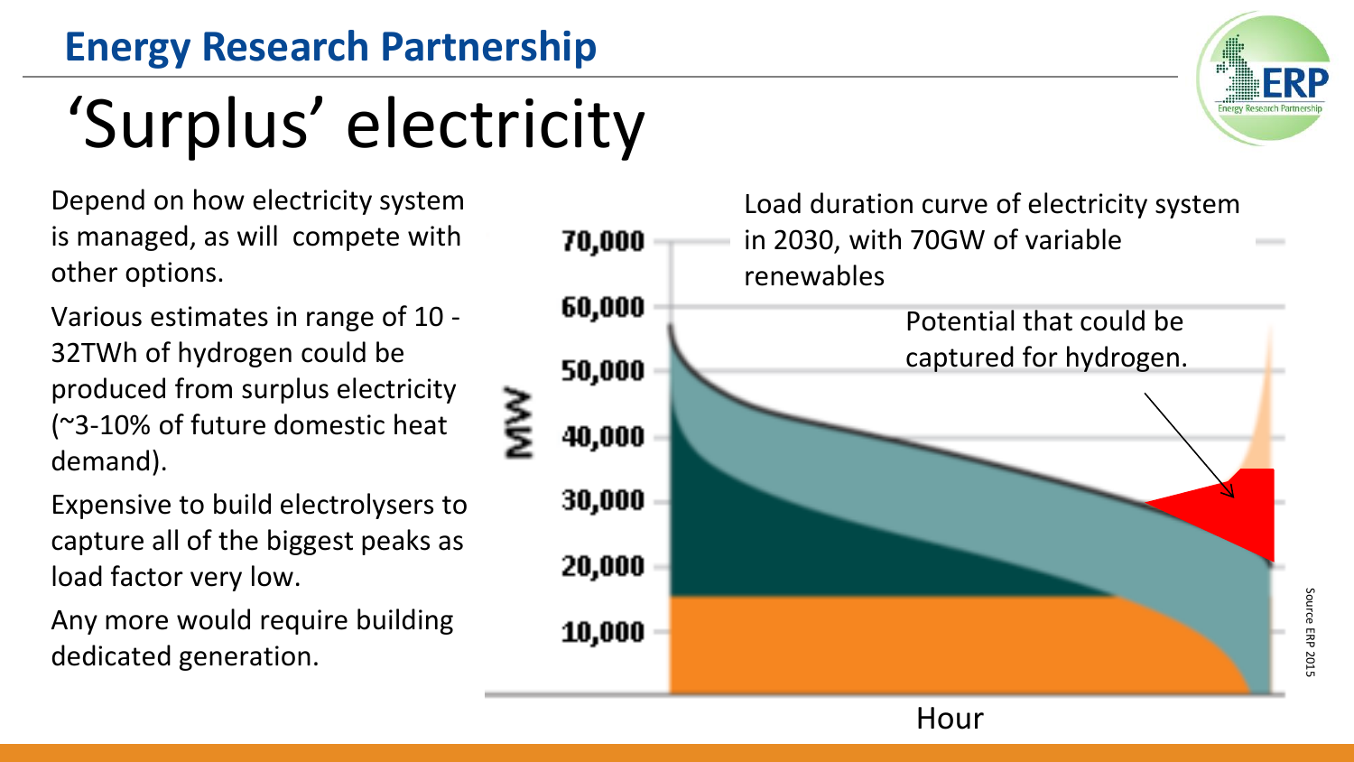# ‘Surplus’ electricity

Depend on how electricity system is managed, as will compete with other options.

Various estimates in range of 10 - 32TWh of hydrogen could be produced from surplus electricity (~3-10% of future domestic heat demand).

Expensive to build electrolysers to capture all of the biggest peaks as load factor very low.

Any more would require building dedicated generation.

Load duration curve of electricity system in 2030, with 70GW of variable renewables

Potential that could be captured for hydrogen.

MW: 70,000; 60,000; 50,000; 40,000; 30,000; 20,000; 10,000

Hour

Source ERP 2015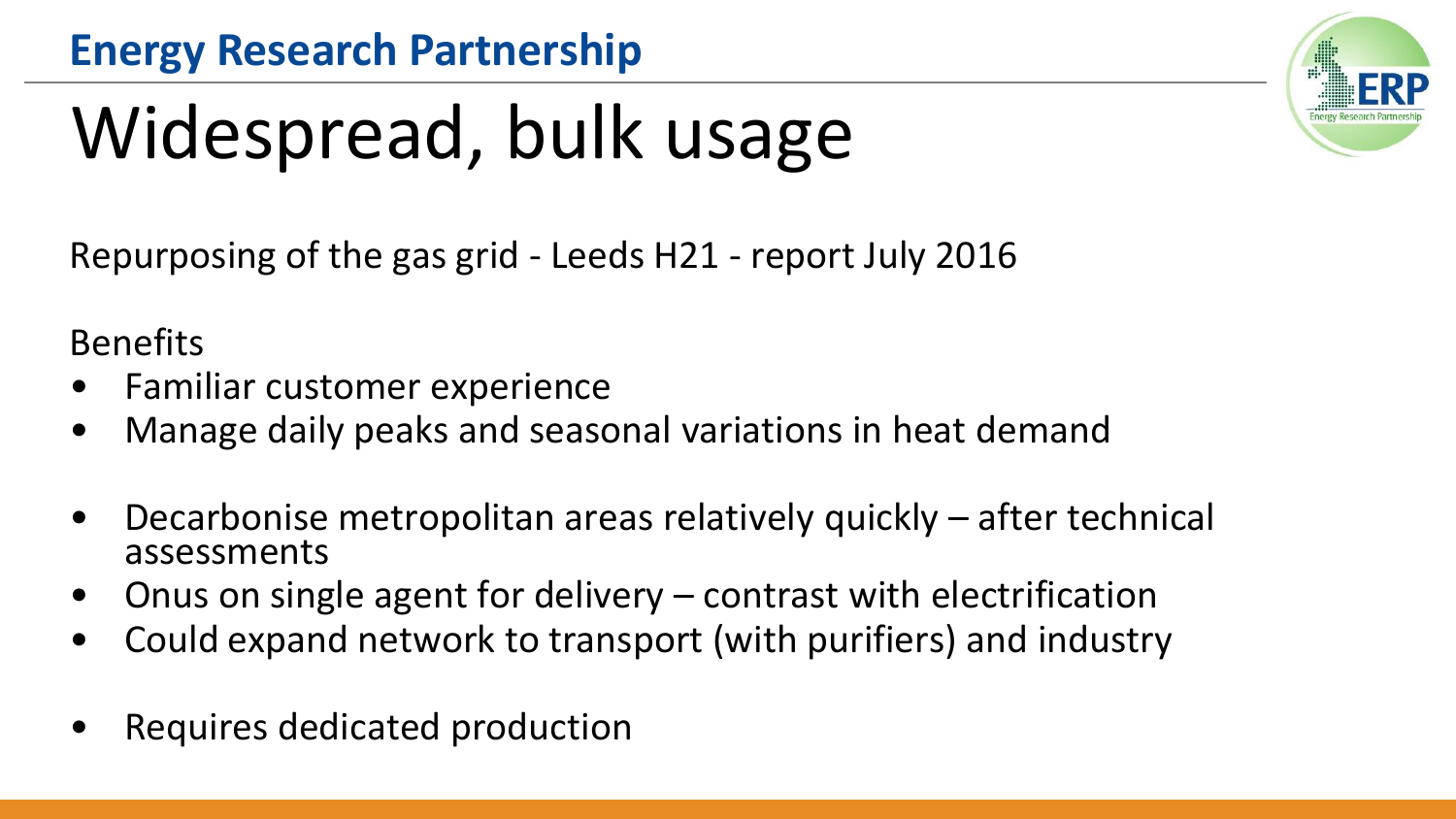# Widespread, bulk usage

Repurposing of the gas grid - Leeds H21 - report July 2016

Benefits

- Familiar customer experience
- Manage daily peaks and seasonal variations in heat demand
- Decarbonise metropolitan areas relatively quickly – after technical assessments
- Onus on single agent for delivery – contrast with electrification
- Could expand network to transport (with purifiers) and industry
- Requires dedicated production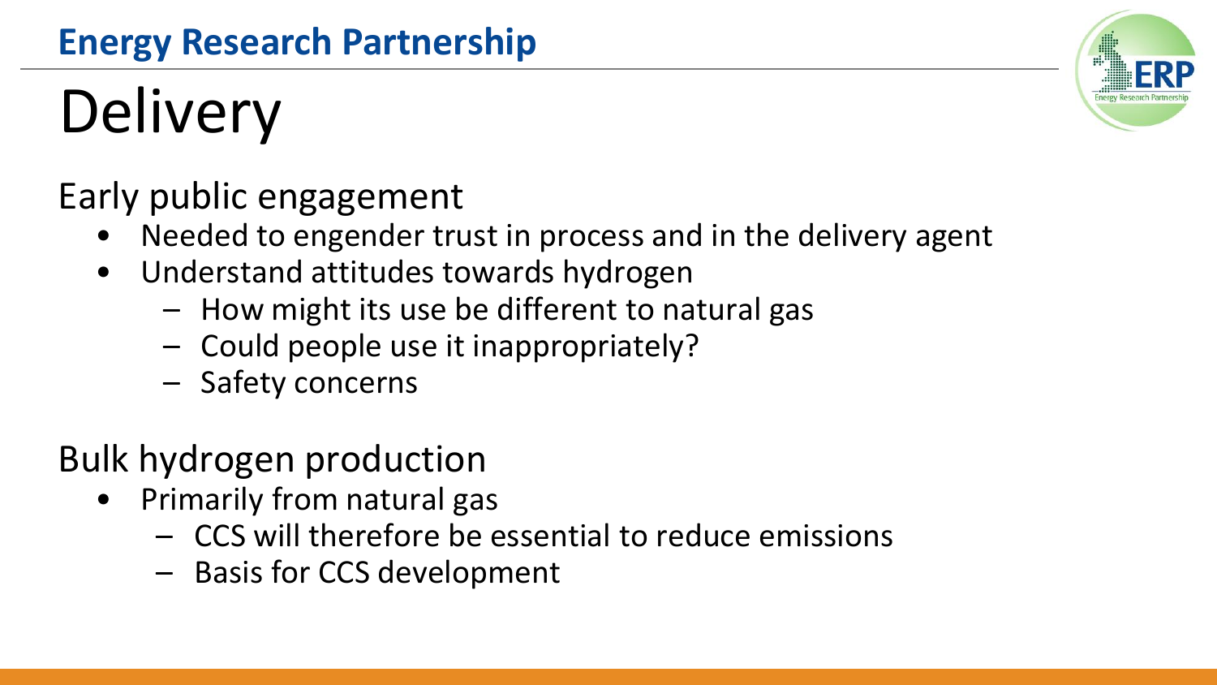# Delivery

## Early public engagement

- Needed to engender trust in process and in the delivery agent
- Understand attitudes towards hydrogen
  - How might its use be different to natural gas
  - Could people use it inappropriately?
  - Safety concerns

## Bulk hydrogen production

- Primarily from natural gas
  - CCS will therefore be essential to reduce emissions
  - Basis for CCS development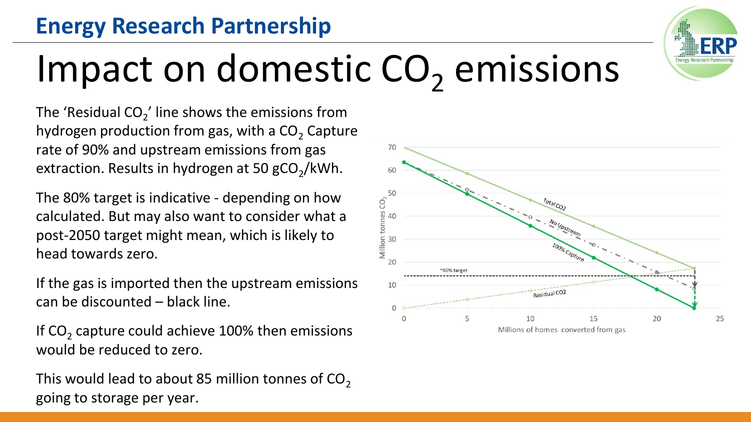# Impact on domestic $CO_2$ emissions

The 'Residual $CO_2$' line shows the emissions from hydrogen production from gas, with a $CO_2$ Capture rate of 90% and upstream emissions from gas extraction. Results in hydrogen at 50 $gCO_2$/kWh.

The 80% target is indicative - depending on how calculated. But may also want to consider what a post-2050 target might mean, which is likely to head towards zero.

If the gas is imported then the upstream emissions can be discounted – black line.

If $CO_2$ capture could achieve 100% then emissions would be reduced to zero.

This would lead to about 85 million tonnes of $CO_2$ going to storage per year.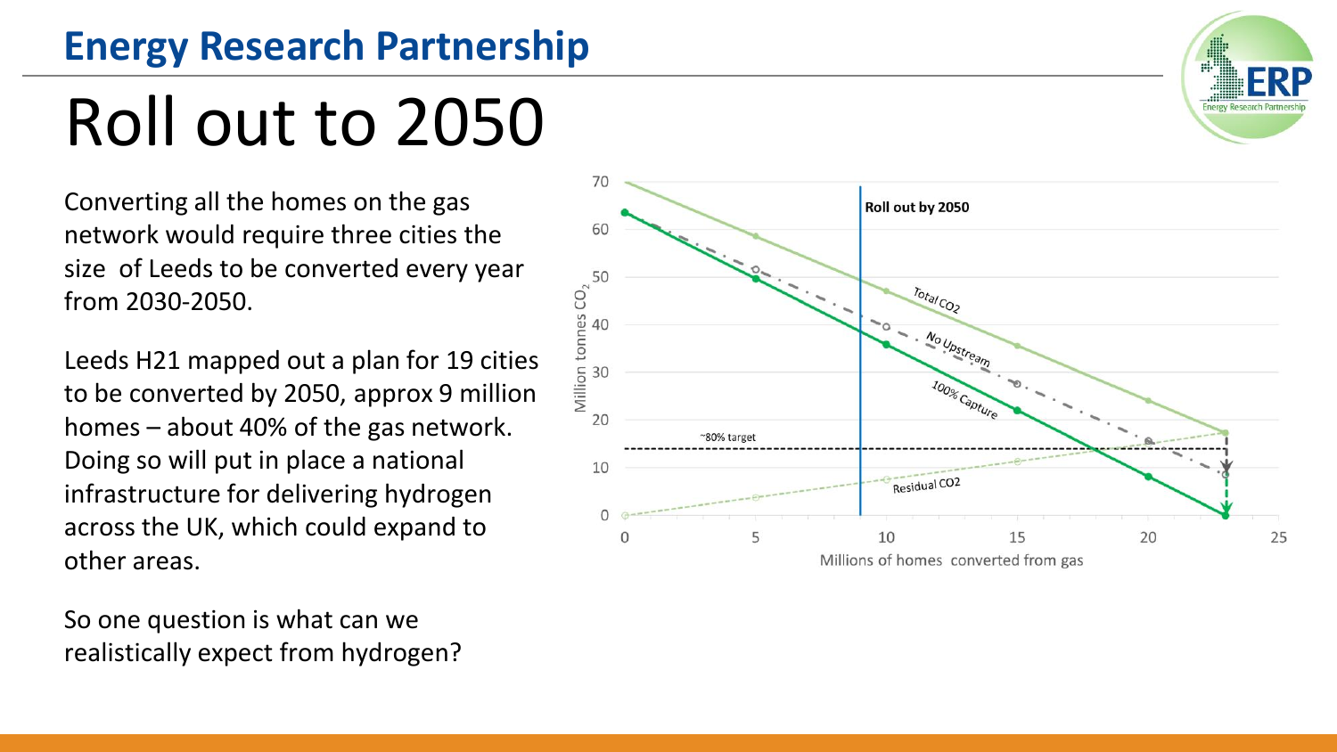# Roll out to 2050

Converting all the homes on the gas network would require three cities the size of Leeds to be converted every year from 2030-2050.

Leeds H21 mapped out a plan for 19 cities to be converted by 2050, approx 9 million homes – about 40% of the gas network. Doing so will put in place a national infrastructure for delivering hydrogen across the UK, which could expand to other areas.

So one question is what can we realistically expect from hydrogen?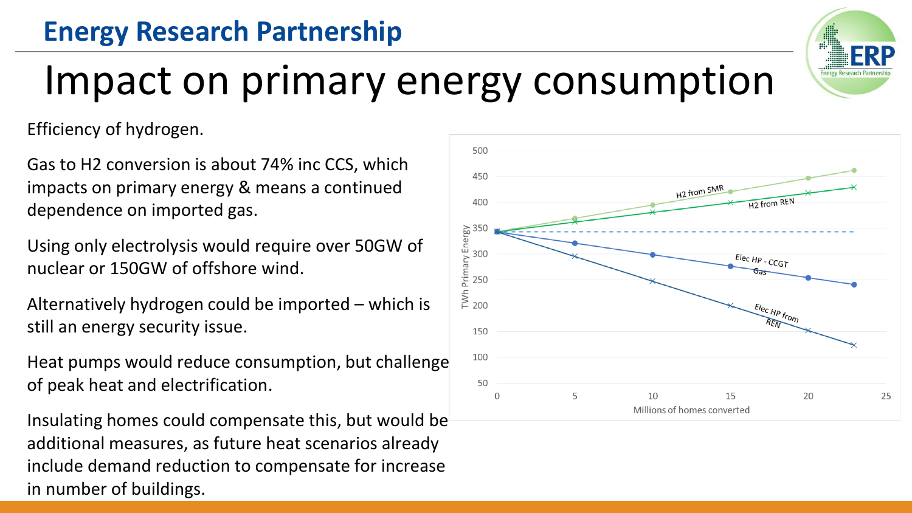# Impact on primary energy consumption

Efficiency of hydrogen.

Gas to H2 conversion is about 74% inc CCS, which impacts on primary energy & means a continued dependence on imported gas.

Using only electrolysis would require over 50GW of nuclear or 150GW of offshore wind.

Alternatively hydrogen could be imported – which is still an energy security issue.

Heat pumps would reduce consumption, but challenge of peak heat and electrification.

Insulating homes could compensate this, but would be additional measures, as future heat scenarios already include demand reduction to compensate for increase in number of buildings.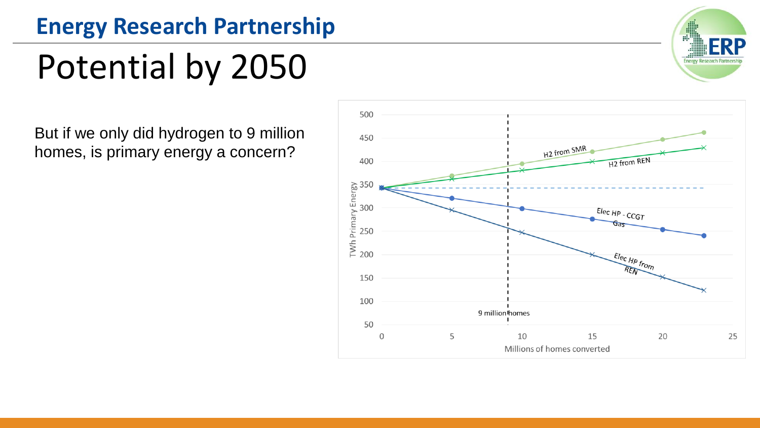# Potential by 2050

But if we only did hydrogen to 9 million homes, is primary energy a concern?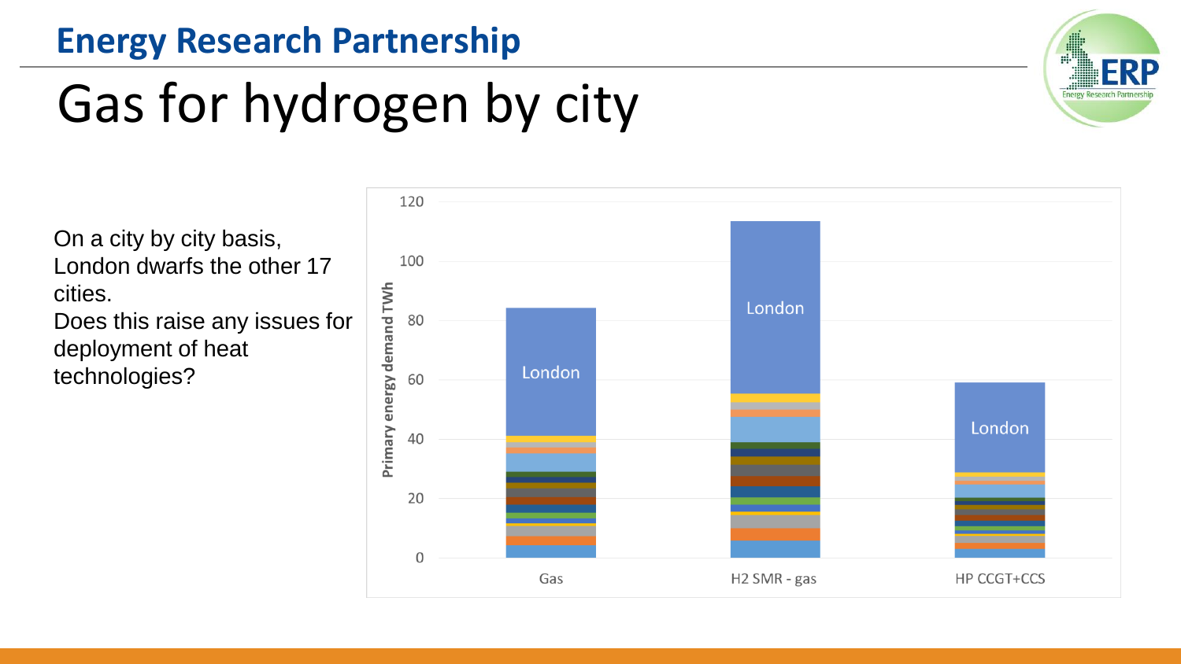## Energy Research Partnership

# Gas for hydrogen by city

On a city by city basis, London dwarfs the other 17 cities.
Does this raise any issues for deployment of heat technologies?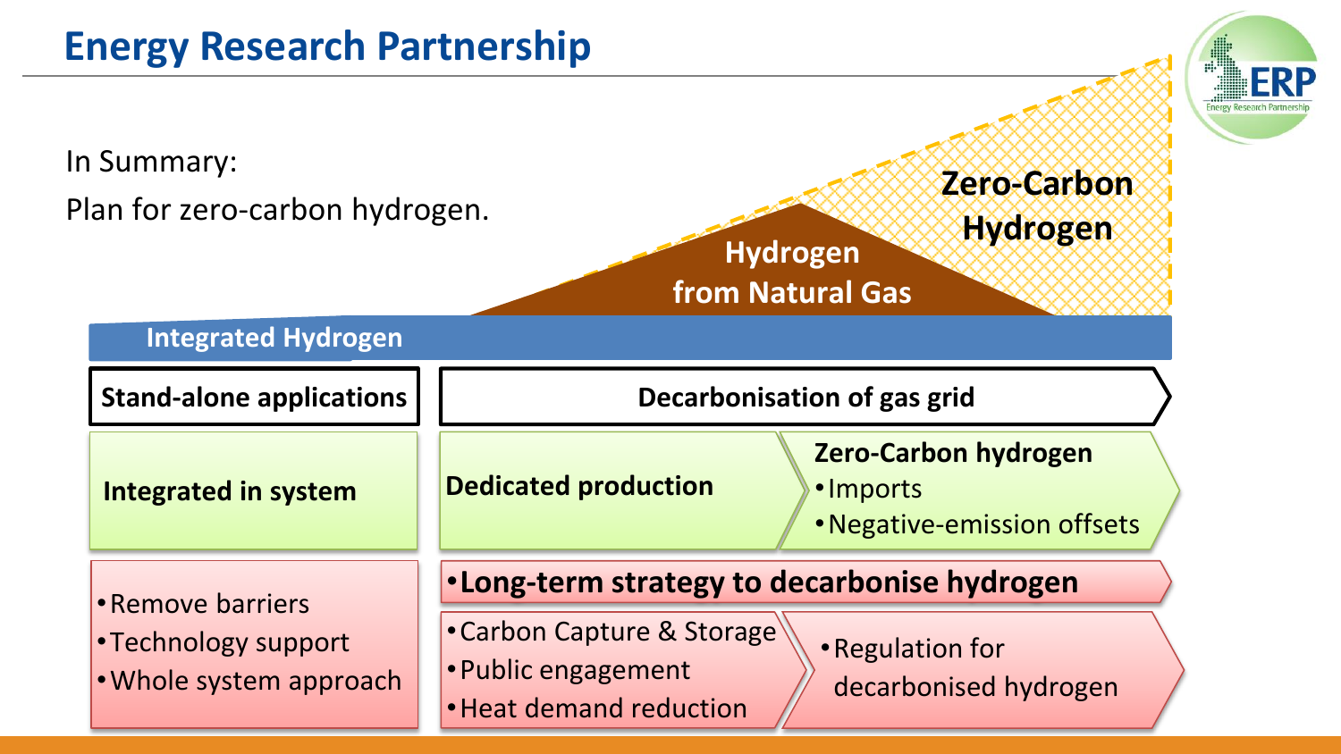# Energy Research Partnership

In Summary:

Plan for zero-carbon hydrogen.

Zero-Carbon Hydrogen

Hydrogen from Natural Gas

**Integrated Hydrogen**

**Stand-alone applications**

**Integrated in system**

- Remove barriers
- Technology support
- Whole system approach

**Decarbonisation of gas grid**

**Dedicated production**

**Zero-Carbon hydrogen**
- Imports
- Negative-emission offsets

- **Long-term strategy to decarbonise hydrogen**

- Carbon Capture & Storage
- Public engagement
- Heat demand reduction

- Regulation for decarbonised hydrogen